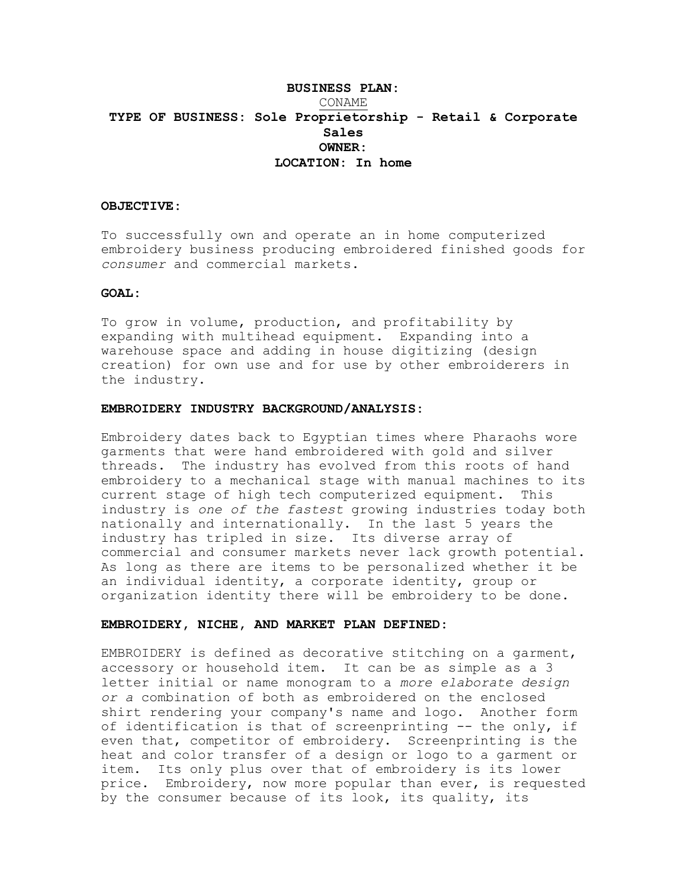# BUSINESS PLAN:

CONAME

**TYPE OF BUSINESS: Sole Proprietorship - Retail & Corporate Sales**

**OWNER:**

**LOCATION: In home**

## OBJECTIVE:

To successfully own and operate an in home computerized embroidery business producing embroidered finished goods for *consumer* and commercial markets.

## GOAL:

To grow in volume, production, and profitability by expanding with multihead equipment. Expanding into a warehouse space and adding in house digitizing (design creation) for own use and for use by other embroiderers in the industry.

## EMBROIDERY INDUSTRY BACKGROUND/ANALYSIS:

Embroidery dates back to Egyptian times where Pharaohs wore garments that were hand embroidered with gold and silver threads. The industry has evolved from this roots of hand embroidery to a mechanical stage with manual machines to its current stage of high tech computerized equipment. This industry is *one of the fastest* growing industries today both nationally and internationally. In the last 5 years the industry has tripled in size. Its diverse array of commercial and consumer markets never lack growth potential. As long as there are items to be personalized whether it be an individual identity, a corporate identity, group or organization identity there will be embroidery to be done.

## EMBROIDERY, NICHE, AND MARKET PLAN DEFINED:

EMBROIDERY is defined as decorative stitching on a garment, accessory or household item. It can be as simple as a 3 letter initial or name monogram to a *more elaborate design or a* combination of both as embroidered on the enclosed shirt rendering your company's name and logo. Another form of identification is that of screenprinting -- the only, if even that, competitor of embroidery. Screenprinting is the heat and color transfer of a design or logo to a garment or item. Its only plus over that of embroidery is its lower price. Embroidery, now more popular than ever, is requested by the consumer because of its look, its quality, its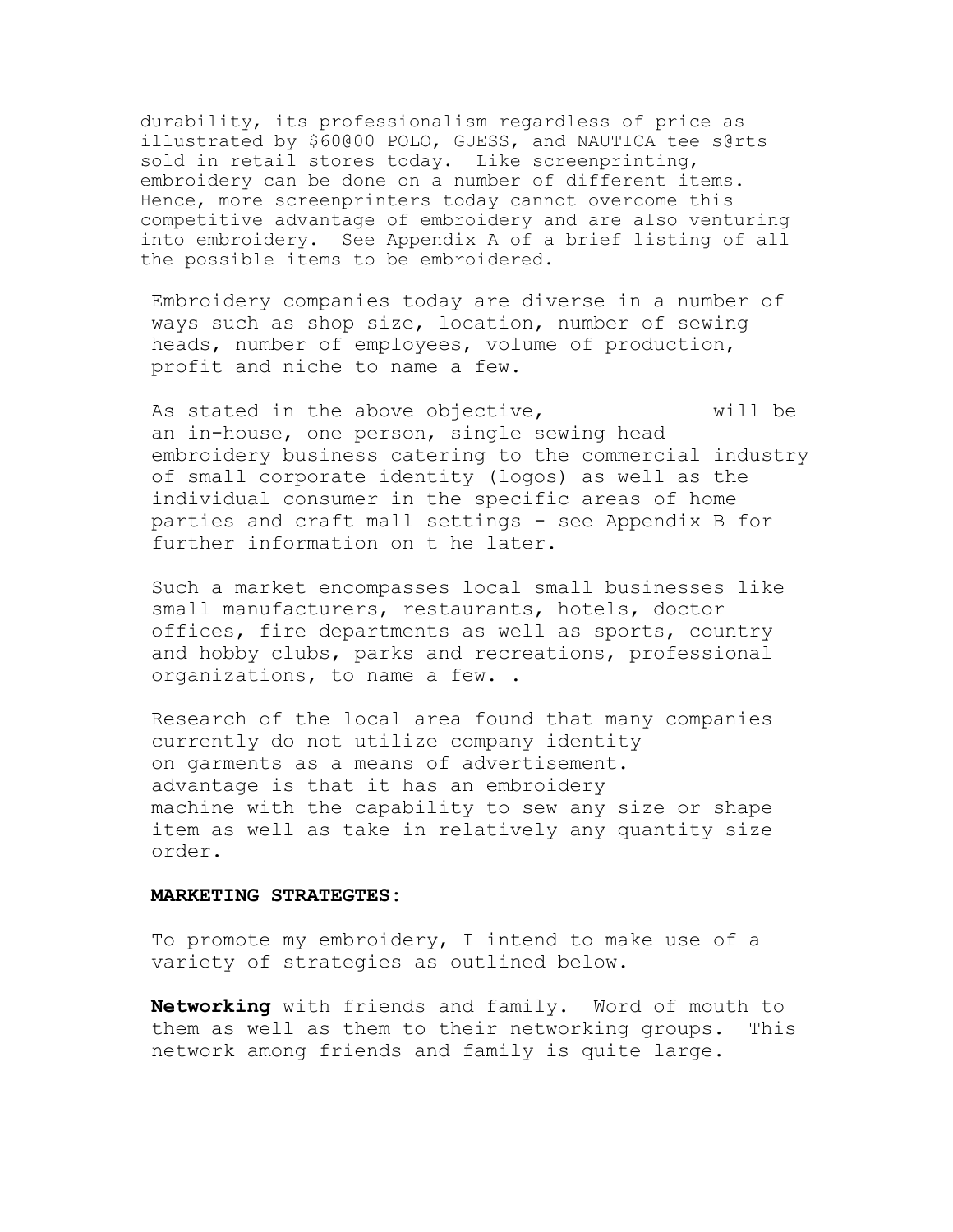durability, its professionalism regardless of price as illustrated by $60@00 POLO, GUESS, and NAUTICA tee s@rts sold in retail stores today. Like screenprinting, embroidery can be done on a number of different items. Hence, more screenprinters today cannot overcome this competitive advantage of embroidery and are also venturing into embroidery. See Appendix A of a brief listing of all the possible items to be embroidered.

Embroidery companies today are diverse in a number of ways such as shop size, location, number of sewing heads, number of employees, volume of production, profit and niche to name a few.

As stated in the above objective, will be an in-house, one person, single sewing head embroidery business catering to the commercial industry of small corporate identity (logos) as well as the individual consumer in the specific areas of home parties and craft mall settings - see Appendix B for further information on t he later.

Such a market encompasses local small businesses like small manufacturers, restaurants, hotels, doctor offices, fire departments as well as sports, country and hobby clubs, parks and recreations, professional organizations, to name a few. .

Research of the local area found that many companies currently do not utilize company identity on garments as a means of advertisement. advantage is that it has an embroidery machine with the capability to sew any size or shape item as well as take in relatively any quantity size order.

**MARKETING STRATEGTES:**

To promote my embroidery, I intend to make use of a variety of strategies as outlined below.

**Networking** with friends and family. Word of mouth to them as well as them to their networking groups. This network among friends and family is quite large.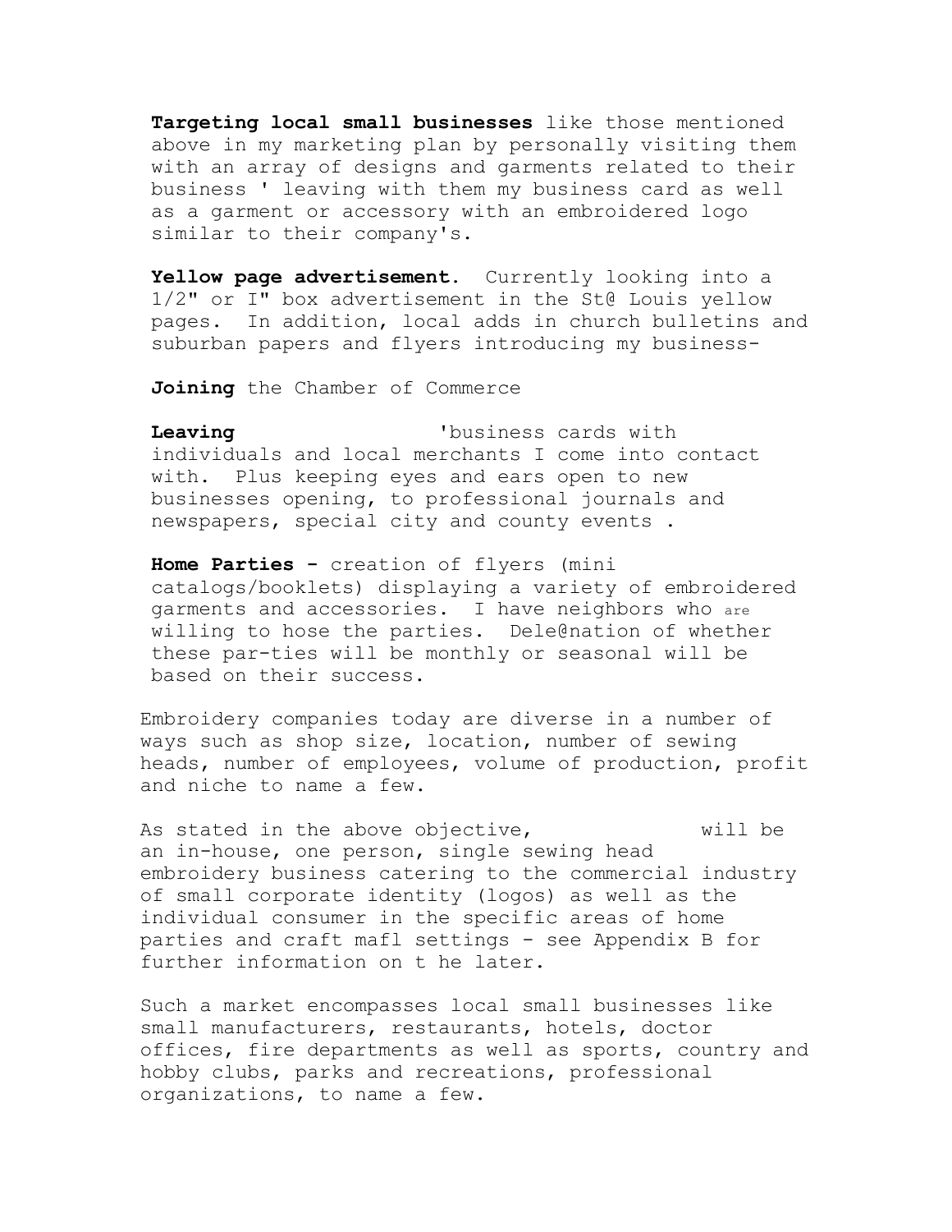**Targeting local small businesses** like those mentioned above in my marketing plan by personally visiting them with an array of designs and garments related to their business ' leaving with them my business card as well as a garment or accessory with an embroidered logo similar to their company's.

**Yellow page advertisement.** Currently looking into a 1/2" or I" box advertisement in the St@ Louis yellow pages. In addition, local adds in church bulletins and suburban papers and flyers introducing my business-

**Joining** the Chamber of Commerce

**Leaving** 'business cards with individuals and local merchants I come into contact with. Plus keeping eyes and ears open to new businesses opening, to professional journals and newspapers, special city and county events .

**Home Parties -** creation of flyers (mini catalogs/booklets) displaying a variety of embroidered garments and accessories. I have neighbors who are willing to hose the parties. Dele@nation of whether these par-ties will be monthly or seasonal will be based on their success.

Embroidery companies today are diverse in a number of ways such as shop size, location, number of sewing heads, number of employees, volume of production, profit and niche to name a few.

As stated in the above objective, will be an in-house, one person, single sewing head embroidery business catering to the commercial industry of small corporate identity (logos) as well as the individual consumer in the specific areas of home parties and craft mafl settings - see Appendix B for further information on t he later.

Such a market encompasses local small businesses like small manufacturers, restaurants, hotels, doctor offices, fire departments as well as sports, country and hobby clubs, parks and recreations, professional organizations, to name a few.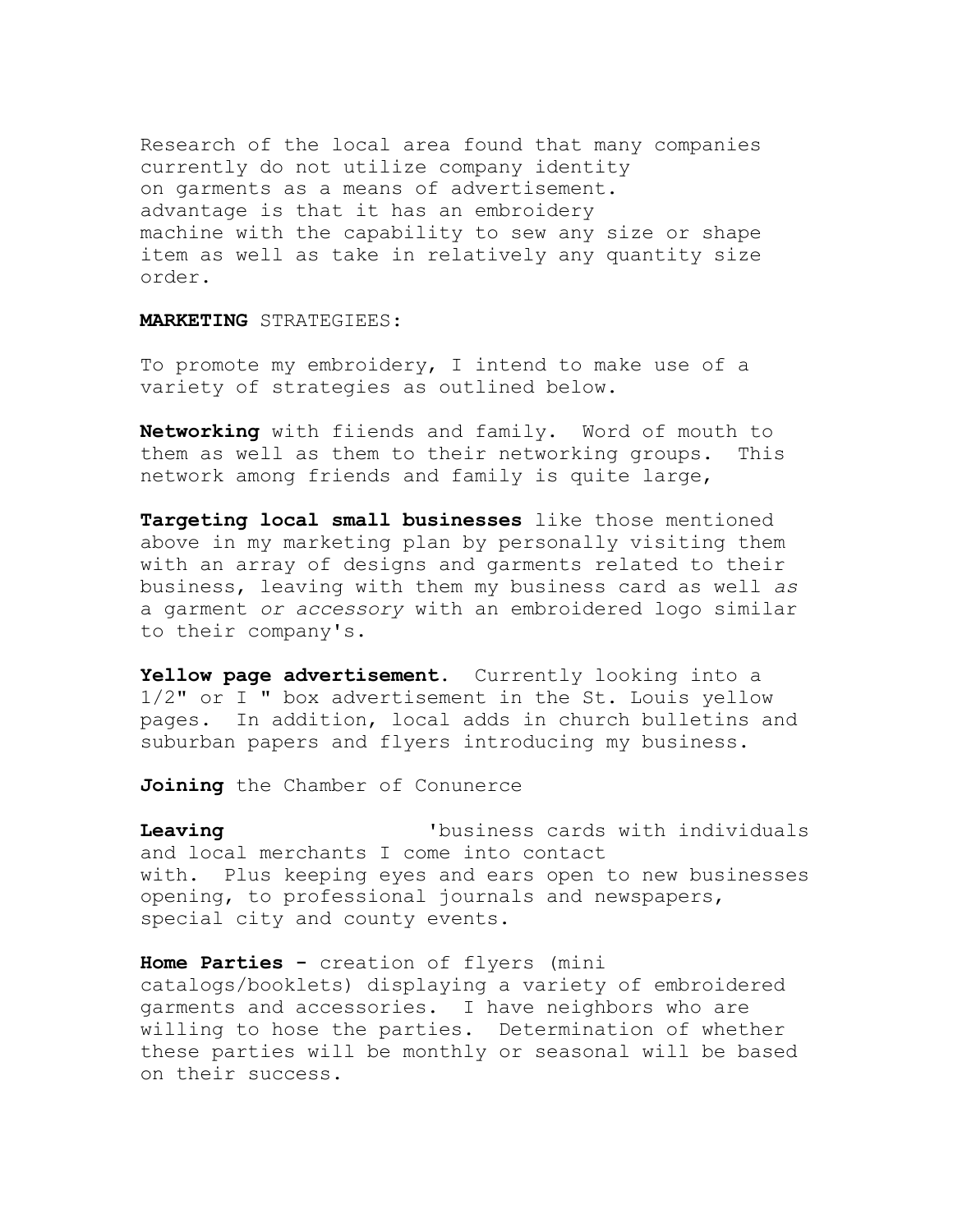Research of the local area found that many companies currently do not utilize company identity on garments as a means of advertisement. advantage is that it has an embroidery machine with the capability to sew any size or shape item as well as take in relatively any quantity size order.

**MARKETING** STRATEGIEES:

To promote my embroidery, I intend to make use of a variety of strategies as outlined below.

**Networking** with fiiends and family. Word of mouth to them as well as them to their networking groups. This network among friends and family is quite large,

**Targeting local small businesses** like those mentioned above in my marketing plan by personally visiting them with an array of designs and garments related to their business, leaving with them my business card as well *as* a garment *or accessory* with an embroidered logo similar to their company's.

**Yellow page advertisement**. Currently looking into a 1/2" or I " box advertisement in the St. Louis yellow pages. In addition, local adds in church bulletins and suburban papers and flyers introducing my business.

**Joining** the Chamber of Conunerce

**Leaving** 'business cards with individuals and local merchants I come into contact with. Plus keeping eyes and ears open to new businesses opening, to professional journals and newspapers, special city and county events.

**Home Parties -** creation of flyers (mini catalogs/booklets) displaying a variety of embroidered garments and accessories. I have neighbors who are willing to hose the parties. Determination of whether these parties will be monthly or seasonal will be based on their success.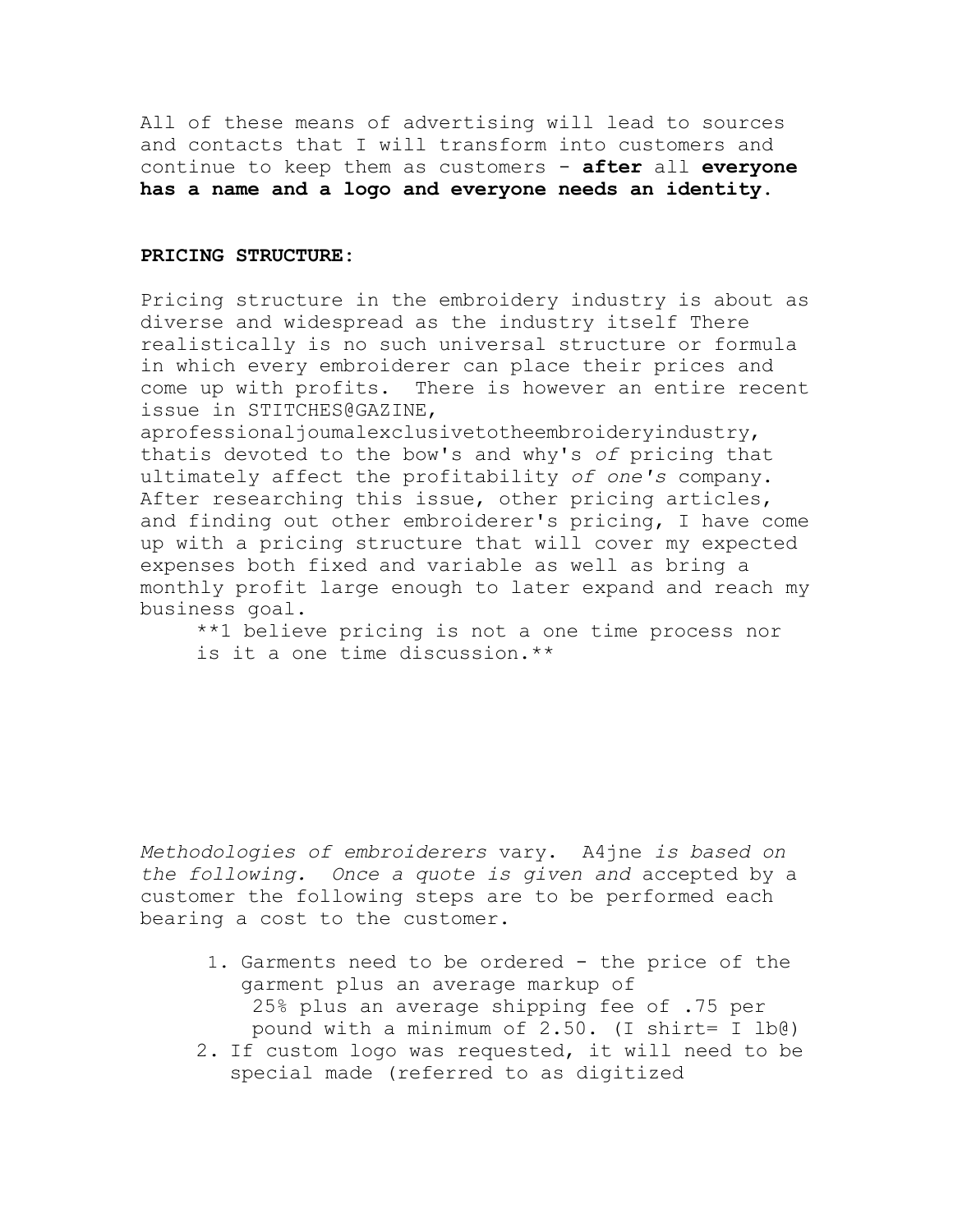All of these means of advertising will lead to sources and contacts that I will transform into customers and continue to keep them as customers - **after** all **everyone has a name and a logo and everyone needs an identity.**

**PRICING STRUCTURE:**

Pricing structure in the embroidery industry is about as diverse and widespread as the industry itself There realistically is no such universal structure or formula in which every embroiderer can place their prices and come up with profits. There is however an entire recent issue in STITCHES@GAZINE, aprofessionaljoumalexclusivetotheembroideryindustry, thatis devoted to the bow's and why's *of* pricing that ultimately affect the profitability *of one's* company. After researching this issue, other pricing articles, and finding out other embroiderer's pricing, I have come up with a pricing structure that will cover my expected expenses both fixed and variable as well as bring a monthly profit large enough to later expand and reach my business goal.

**1 believe pricing is not a one time process nor is it a one time discussion.**

*Methodologies of embroiderers* vary. A4jne *is based on the following. Once a quote is given and* accepted by a customer the following steps are to be performed each bearing a cost to the customer.

1. Garments need to be ordered - the price of the garment plus an average markup of 25% plus an average shipping fee of .75 per pound with a minimum of 2.50. (I shirt= I lb@)
2. If custom logo was requested, it will need to be special made (referred to as digitized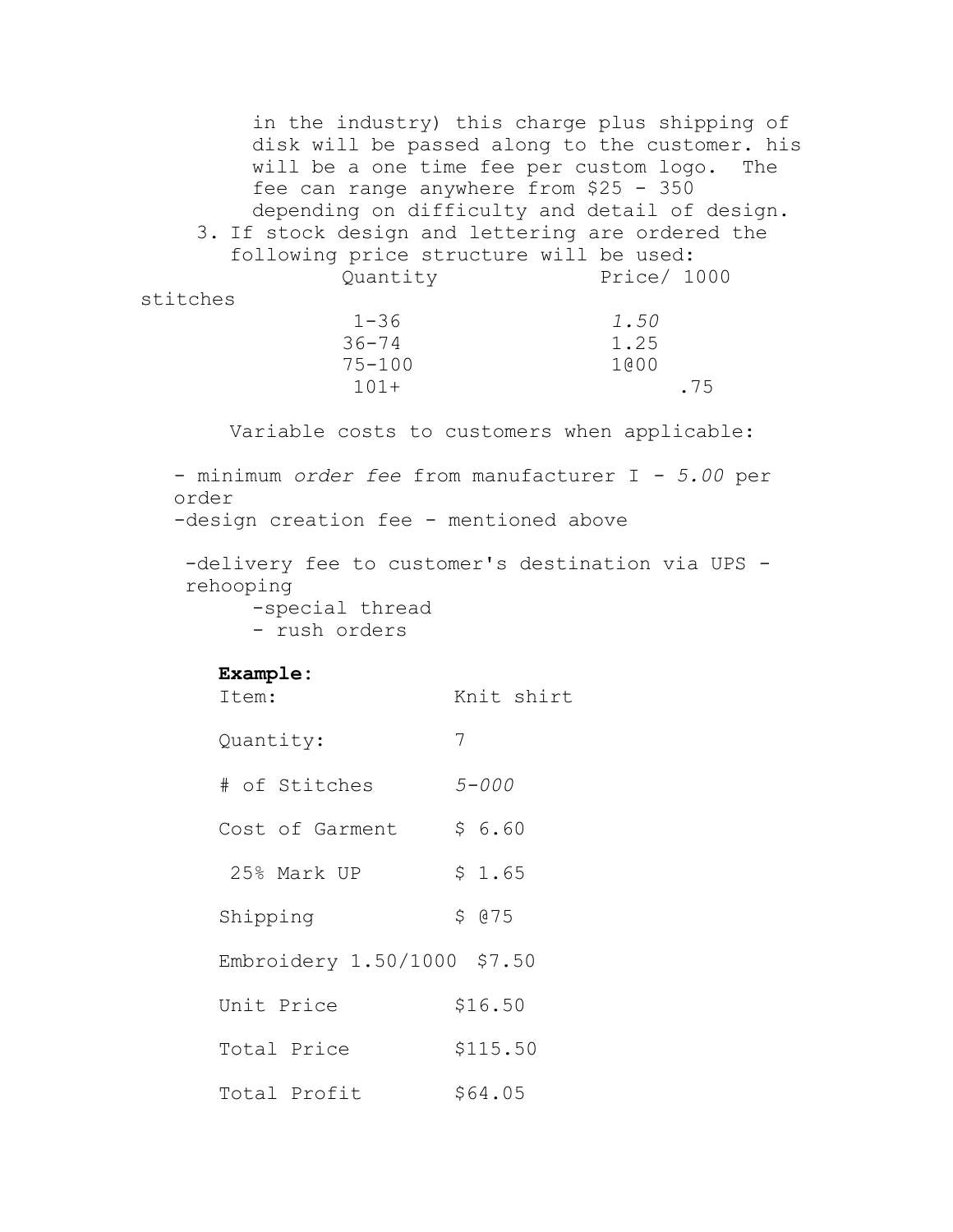in the industry) this charge plus shipping of disk will be passed along to the customer. his will be a one time fee per custom logo. The fee can range anywhere from $25 - 350 depending on difficulty and detail of design.

3. If stock design and lettering are ordered the following price structure will be used:

| Quantity | Price/ 1000 stitches |
|---|---|
| 1-36 | *1.50* |
| 36-74 | 1.25 |
| 75-100 | 1@00 |
| 101+ | .75 |

Variable costs to customers when applicable:

- minimum *order fee* from manufacturer I - *5.00* per order
- design creation fee - mentioned above
- delivery fee to customer's destination via UPS - rehooping
- special thread
- rush orders

**Example:**

| | |
|---|---|
| Item: | Knit shirt |
| Quantity: | 7 |
| # of Stitches | *5-000* |
| Cost of Garment | $ 6.60 |
| 25% Mark UP | $ 1.65 |
| Shipping | $ @75 |
| Embroidery 1.50/1000 | $7.50 |
| Unit Price | $16.50 |
| Total Price | $115.50 |
| Total Profit | $64.05 |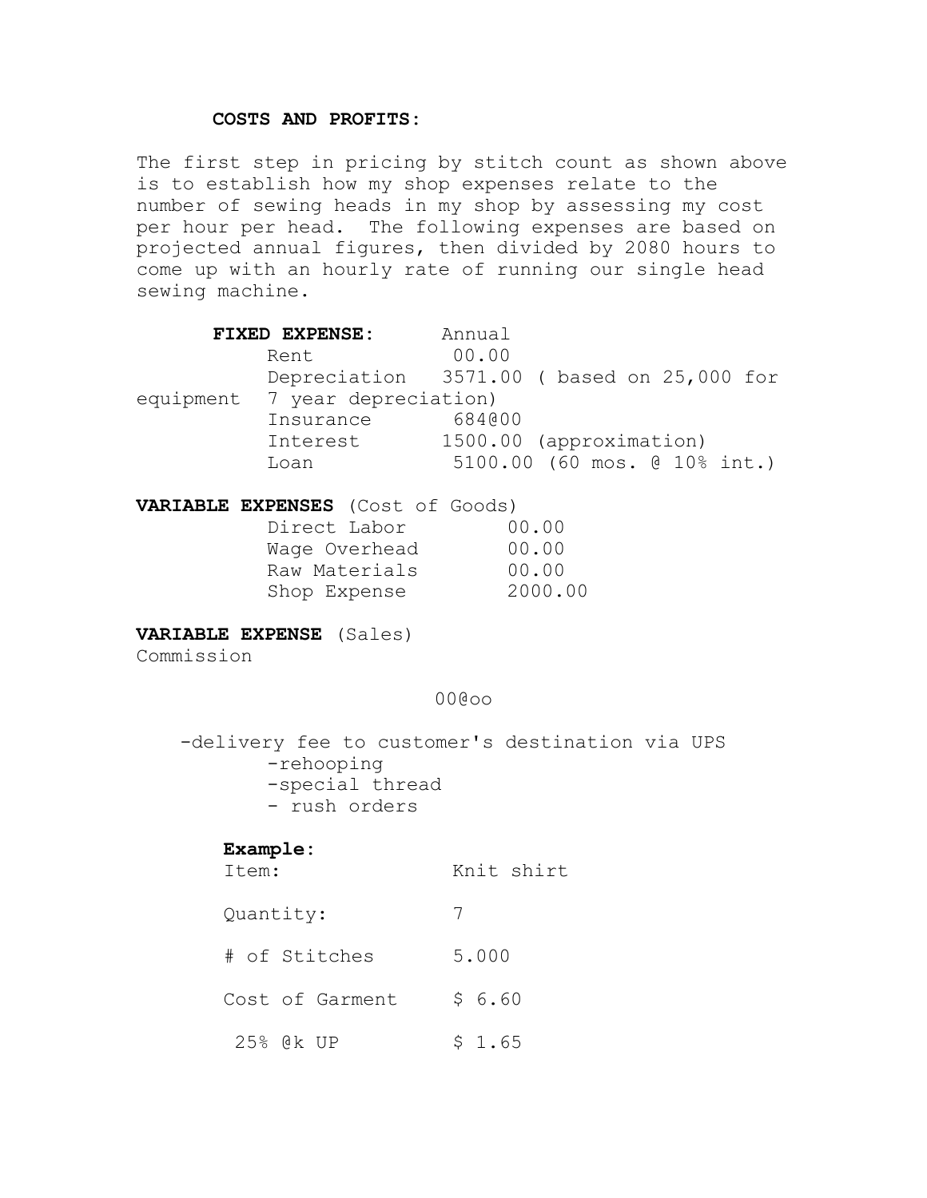**COSTS AND PROFITS:**

The first step in pricing by stitch count as shown above is to establish how my shop expenses relate to the number of sewing heads in my shop by assessing my cost per hour per head. The following expenses are based on projected annual figures, then divided by 2080 hours to come up with an hourly rate of running our single head sewing machine.

| **FIXED EXPENSE:** | Annual |
|---|---|
| Rent | 00.00 |
| Depreciation | 3571.00 ( based on 25,000 for equipment 7 year depreciation) |
| Insurance | 684@00 |
| Interest | 1500.00 (approximation) |
| Loan | 5100.00 (60 mos. @ 10% int.) |

**VARIABLE EXPENSES** (Cost of Goods)

| | |
|---|---|
| Direct Labor | 00.00 |
| Wage Overhead | 00.00 |
| Raw Materials | 00.00 |
| Shop Expense | 2000.00 |

**VARIABLE EXPENSE** (Sales)
Commission

00@oo

-delivery fee to customer's destination via UPS
-rehooping
-special thread
- rush orders

**Example:**

| | |
|---|---|
| Item: | Knit shirt |
| Quantity: | 7 |
| # of Stitches | 5.000 |
| Cost of Garment | $ 6.60 |
| 25% @k UP | $ 1.65 |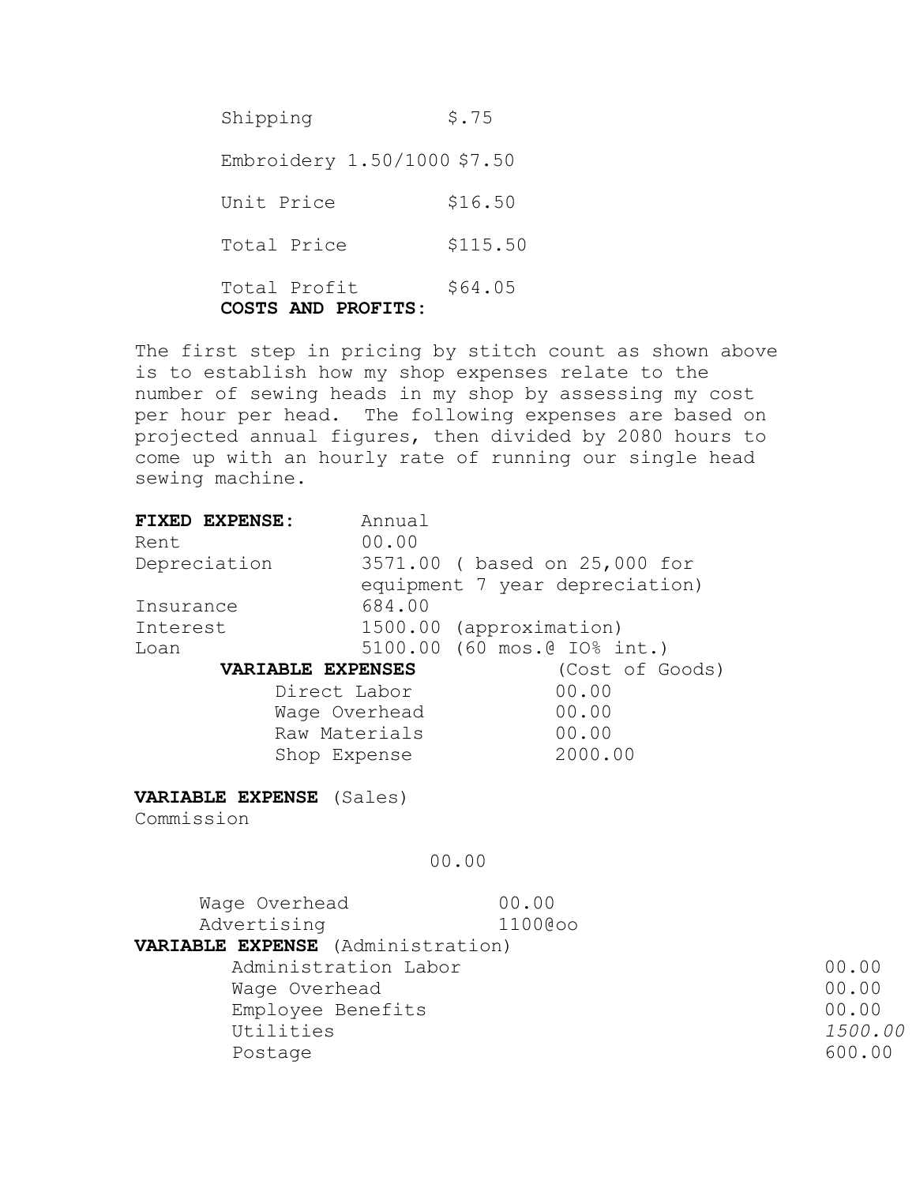| | |
|---|---|
| Shipping | $.75 |
| Embroidery 1.50/1000 | $7.50 |
| Unit Price | $16.50 |
| Total Price | $115.50 |
| Total Profit | $64.05 |

**COSTS AND PROFITS:**

The first step in pricing by stitch count as shown above is to establish how my shop expenses relate to the number of sewing heads in my shop by assessing my cost per hour per head. The following expenses are based on projected annual figures, then divided by 2080 hours to come up with an hourly rate of running our single head sewing machine.

| **FIXED EXPENSE:** | Annual |
|---|---|
| Rent | 00.00 |
| Depreciation | 3571.00 ( based on 25,000 for equipment 7 year depreciation) |
| Insurance | 684.00 |
| Interest | 1500.00 (approximation) |
| Loan | 5100.00 (60 mos.@ IO% int.) |

| **VARIABLE EXPENSES** | (Cost of Goods) |
|---|---|
| Direct Labor | 00.00 |
| Wage Overhead | 00.00 |
| Raw Materials | 00.00 |
| Shop Expense | 2000.00 |

**VARIABLE EXPENSE** (Sales)

| | |
|---|---|
| Commission | 00.00 |
| Wage Overhead | 00.00 |
| Advertising | 1100@oo |

**VARIABLE EXPENSE** (Administration)

| | |
|---|---|
| Administration Labor | 00.00 |
| Wage Overhead | 00.00 |
| Employee Benefits | 00.00 |
| Utilities | *1500.00* |
| Postage | 600.00 |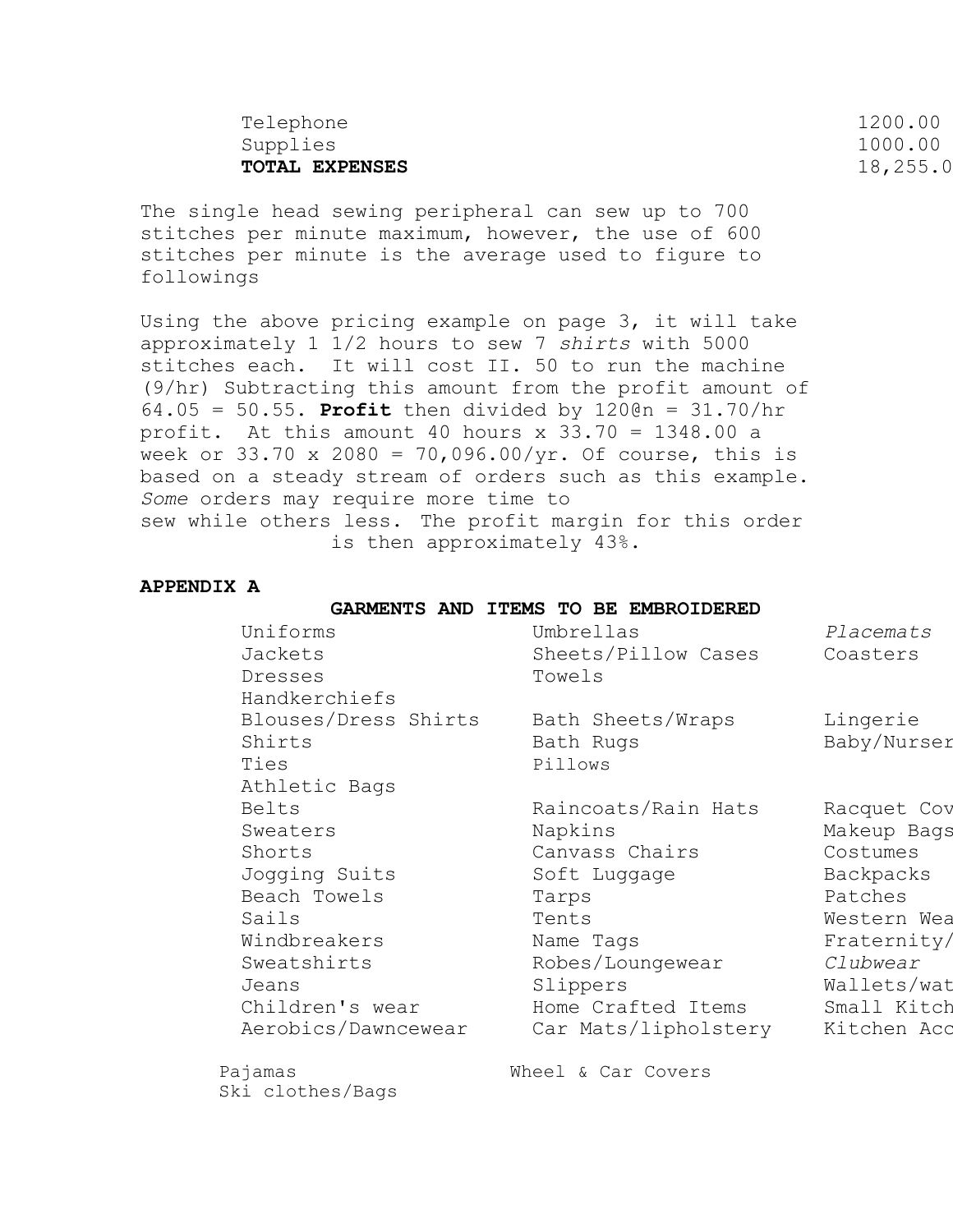| | |
|---|---|
| Telephone | 1200.00 |
| Supplies | 1000.00 |
| **TOTAL EXPENSES** | 18,255.0 |

The single head sewing peripheral can sew up to 700 stitches per minute maximum, however, the use of 600 stitches per minute is the average used to figure to followings

Using the above pricing example on page 3, it will take approximately 1 1/2 hours to sew 7 *shirts* with 5000 stitches each. It will cost II. 50 to run the machine (9/hr) Subtracting this amount from the profit amount of 64.05 = 50.55. **Profit** then divided by 120@n = 31.70/hr profit. At this amount 40 hours x 33.70 = 1348.00 a week or 33.70 x 2080 = 70,096.00/yr. Of course, this is based on a steady stream of orders such as this example. *Some* orders may require more time to sew while others less. The profit margin for this order is then approximately 43%.

**APPENDIX A**

**GARMENTS AND ITEMS TO BE EMBROIDERED**

| | | |
|---|---|---|
| Uniforms | Umbrellas | *Placemats* |
| Jackets | Sheets/Pillow Cases | Coasters |
| Dresses | Towels | |
| Handkerchiefs | | |
| Blouses/Dress Shirts | Bath Sheets/Wraps | Lingerie |
| Shirts | Bath Rugs | Baby/Nurser |
| Ties | Pillows | |
| Athletic Bags | | |
| Belts | Raincoats/Rain Hats | Racquet Cov |
| Sweaters | Napkins | Makeup Bags |
| Shorts | Canvass Chairs | Costumes |
| Jogging Suits | Soft Luggage | Backpacks |
| Beach Towels | Tarps | Patches |
| Sails | Tents | Western Wea |
| Windbreakers | Name Tags | Fraternity/ |
| Sweatshirts | Robes/Loungewear | *Clubwear* |
| Jeans | Slippers | Wallets/wat |
| Children's wear | Home Crafted Items | Small Kitch |
| Aerobics/Dawncewear | Car Mats/lipholstery | Kitchen Acc |
| Pajamas | Wheel & Car Covers | |
| Ski clothes/Bags | | |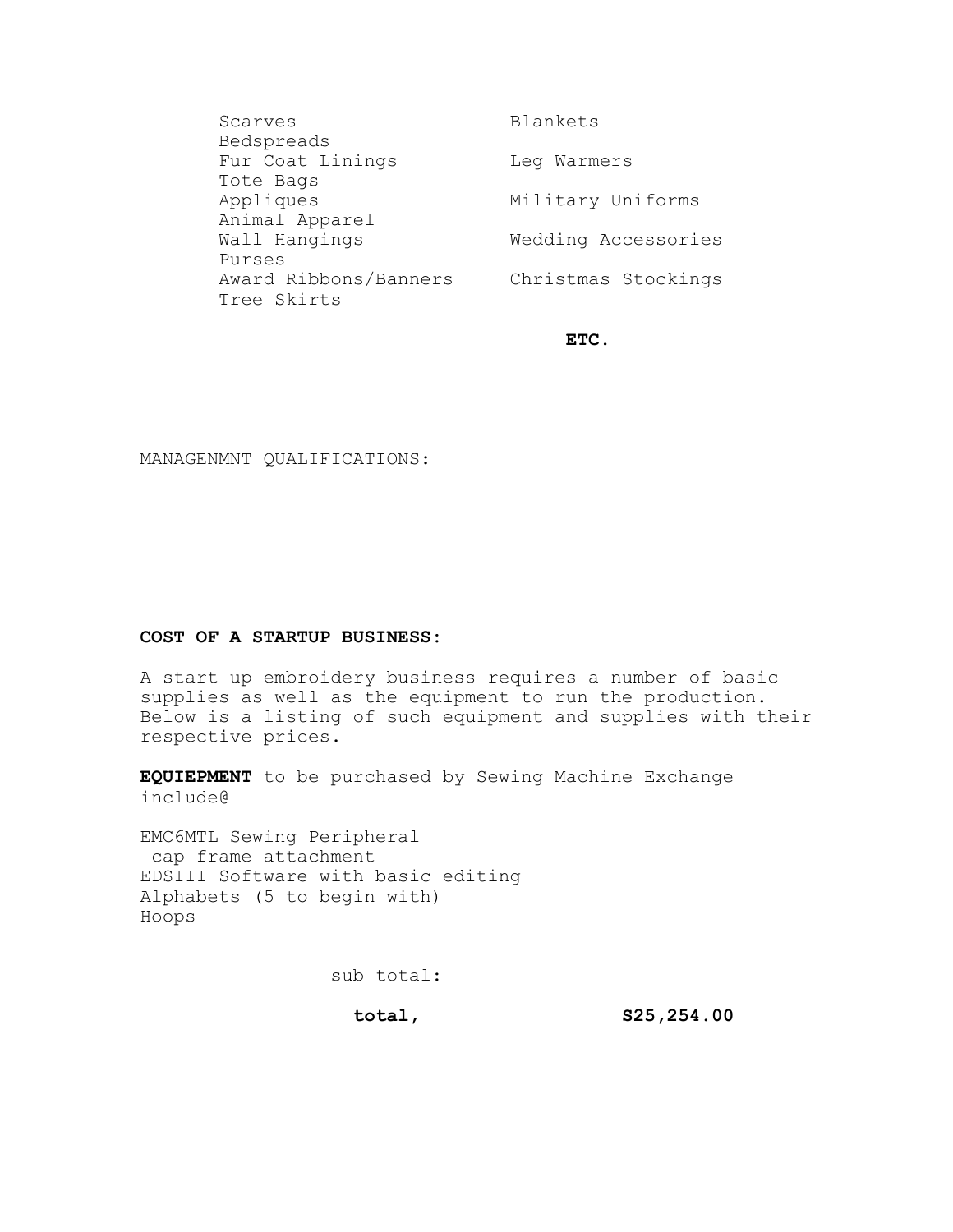Scarves
Bedspreads
Fur Coat Linings
Tote Bags
Appliques
Animal Apparel
Wall Hangings
Purses
Award Ribbons/Banners
Tree Skirts
Blankets
Leg Warmers
Military Uniforms
Wedding Accessories
Christmas Stockings

**ETC.**

MANAGENMNT QUALIFICATIONS:

**COST OF A STARTUP BUSINESS:**

A start up embroidery business requires a number of basic supplies as well as the equipment to run the production. Below is a listing of such equipment and supplies with their respective prices.

**EQUIEPMENT** to be purchased by Sewing Machine Exchange include@

EMC6MTL Sewing Peripheral
cap frame attachment
EDSIII Software with basic editing
Alphabets (5 to begin with)
Hoops

sub total:

**total,** **S25,254.00**